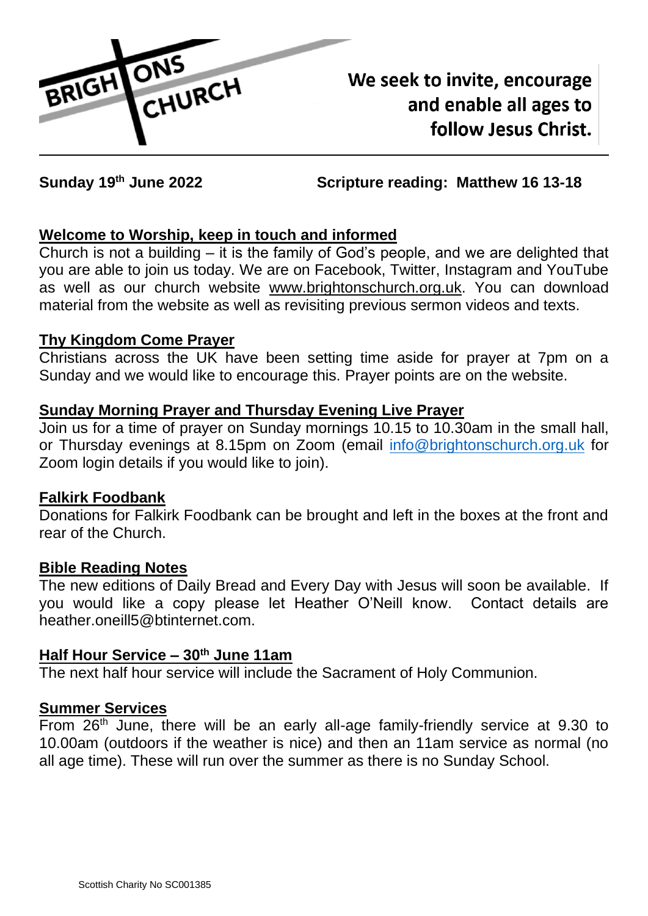BRIGHTONS CHURCH

**We seek to invite, encourage and enable all ages to follow Jesus Christ.**

**Sunday 19th June 2022** **Scripture reading: Matthew 16 13-18**

## Welcome to Worship, keep in touch and informed

Church is not a building – it is the family of God's people, and we are delighted that you are able to join us today. We are on Facebook, Twitter, Instagram and YouTube as well as our church website www.brightonschurch.org.uk. You can download material from the website as well as revisiting previous sermon videos and texts.

## Thy Kingdom Come Prayer

Christians across the UK have been setting time aside for prayer at 7pm on a Sunday and we would like to encourage this. Prayer points are on the website.

## Sunday Morning Prayer and Thursday Evening Live Prayer

Join us for a time of prayer on Sunday mornings 10.15 to 10.30am in the small hall, or Thursday evenings at 8.15pm on Zoom (email info@brightonschurch.org.uk for Zoom login details if you would like to join).

## Falkirk Foodbank

Donations for Falkirk Foodbank can be brought and left in the boxes at the front and rear of the Church.

## Bible Reading Notes

The new editions of Daily Bread and Every Day with Jesus will soon be available. If you would like a copy please let Heather O'Neill know. Contact details are heather.oneill5@btinternet.com.

## Half Hour Service – 30th June 11am

The next half hour service will include the Sacrament of Holy Communion.

## Summer Services

From 26th June, there will be an early all-age family-friendly service at 9.30 to 10.00am (outdoors if the weather is nice) and then an 11am service as normal (no all age time). These will run over the summer as there is no Sunday School.

Scottish Charity No SC001385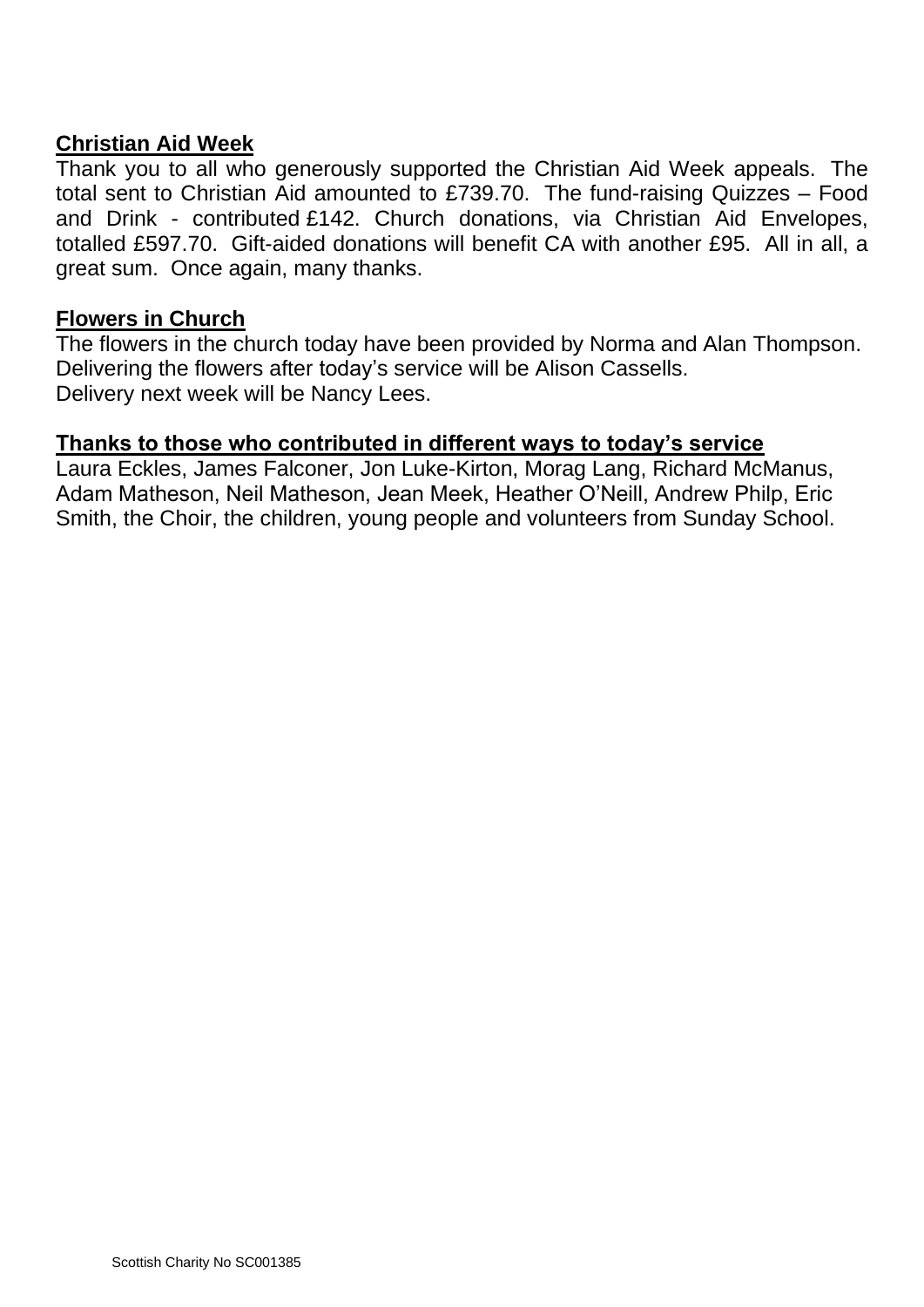**Christian Aid Week**

Thank you to all who generously supported the Christian Aid Week appeals. The total sent to Christian Aid amounted to £739.70. The fund-raising Quizzes – Food and Drink - contributed £142. Church donations, via Christian Aid Envelopes, totalled £597.70. Gift-aided donations will benefit CA with another £95. All in all, a great sum. Once again, many thanks.

**Flowers in Church**

The flowers in the church today have been provided by Norma and Alan Thompson.
Delivering the flowers after today's service will be Alison Cassells.
Delivery next week will be Nancy Lees.

**Thanks to those who contributed in different ways to today's service**

Laura Eckles, James Falconer, Jon Luke-Kirton, Morag Lang, Richard McManus, Adam Matheson, Neil Matheson, Jean Meek, Heather O'Neill, Andrew Philp, Eric Smith, the Choir, the children, young people and volunteers from Sunday School.

Scottish Charity No SC001385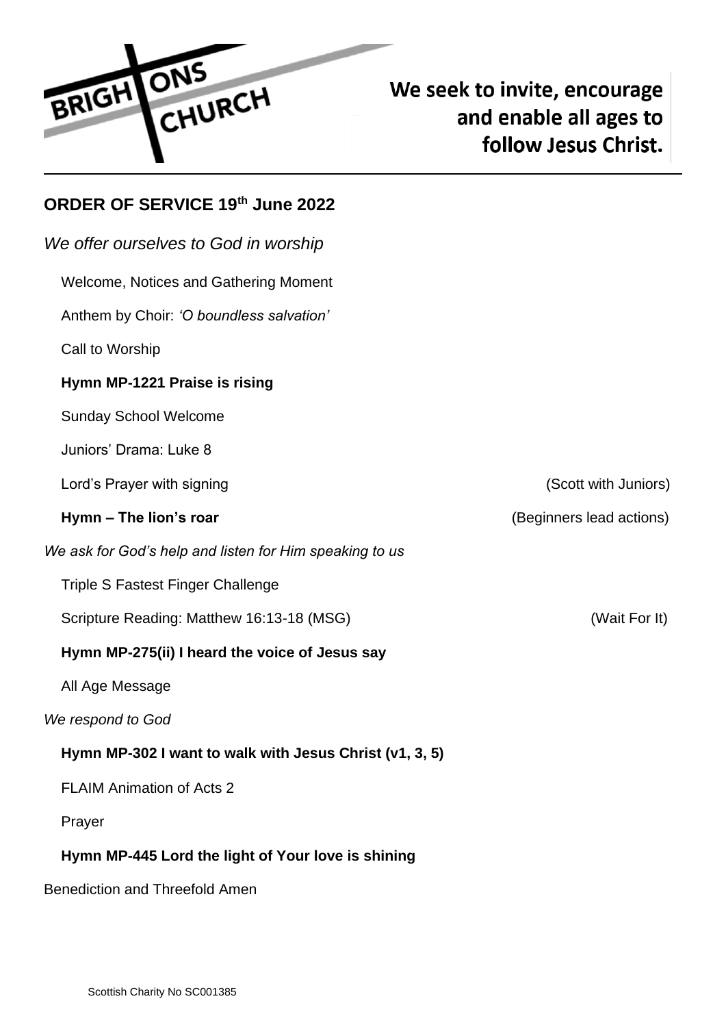BRIGHTONS CHURCH

We seek to invite, encourage and enable all ages to follow Jesus Christ.

## ORDER OF SERVICE 19th June 2022

*We offer ourselves to God in worship*

Welcome, Notices and Gathering Moment

Anthem by Choir: *'O boundless salvation'*

Call to Worship

**Hymn MP-1221 Praise is rising**

Sunday School Welcome

Juniors' Drama: Luke 8

Lord's Prayer with signing (Scott with Juniors)

**Hymn – The lion's roar** (Beginners lead actions)

*We ask for God's help and listen for Him speaking to us*

Triple S Fastest Finger Challenge

Scripture Reading: Matthew 16:13-18 (MSG) (Wait For It)

**Hymn MP-275(ii) I heard the voice of Jesus say**

All Age Message

*We respond to God*

**Hymn MP-302 I want to walk with Jesus Christ (v1, 3, 5)**

FLAIM Animation of Acts 2

Prayer

**Hymn MP-445 Lord the light of Your love is shining**

Benediction and Threefold Amen

Scottish Charity No SC001385